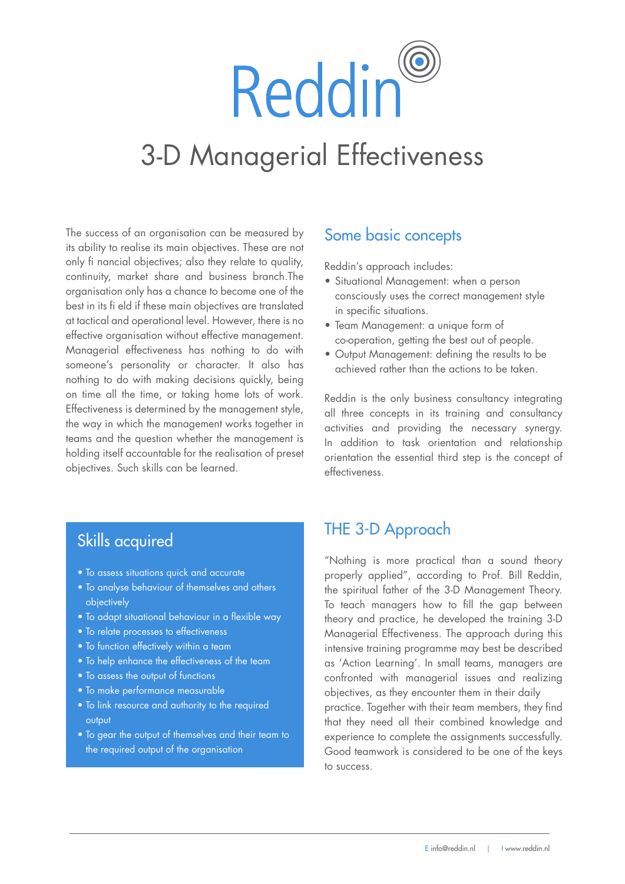# Reddin

## 3-D Managerial Effectiveness

The success of an organisation can be measured by its ability to realise its main objectives. These are not only fi nancial objectives; also they relate to quality, continuity, market share and business branch.The organisation only has a chance to become one of the best in its fi eld if these main objectives are translated at tactical and operational level. However, there is no effective organisation without effective management. Managerial effectiveness has nothing to do with someone's personality or character. It also has nothing to do with making decisions quickly, being on time all the time, or taking home lots of work. Effectiveness is determined by the management style, the way in which the management works together in teams and the question whether the management is holding itself accountable for the realisation of preset objectives. Such skills can be learned.

### Some basic concepts

Reddin's approach includes:

- Situational Management: when a person consciously uses the correct management style in specific situations.
- Team Management: a unique form of co-operation, getting the best out of people.
- Output Management: defining the results to be achieved rather than the actions to be taken.

Reddin is the only business consultancy integrating all three concepts in its training and consultancy activities and providing the necessary synergy. In addition to task orientation and relationship orientation the essential third step is the concept of effectiveness.

### Skills acquired

- To assess situations quick and accurate
- To analyse behaviour of themselves and others objectively
- To adapt situational behaviour in a flexible way
- To relate processes to effectiveness
- To function effectively within a team
- To help enhance the effectiveness of the team
- To assess the output of functions
- To make performance measurable
- To link resource and authority to the required output
- To gear the output of themselves and their team to the required output of the organisation

### THE 3-D Approach

"Nothing is more practical than a sound theory properly applied", according to Prof. Bill Reddin, the spiritual father of the 3-D Management Theory. To teach managers how to fill the gap between theory and practice, he developed the training 3-D Managerial Effectiveness. The approach during this intensive training programme may best be described as 'Action Learning'. In small teams, managers are confronted with managerial issues and realizing objectives, as they encounter them in their daily practice. Together with their team members, they find that they need all their combined knowledge and experience to complete the assignments successfully. Good teamwork is considered to be one of the keys to success.

E info@reddin.nl | I www.reddin.nl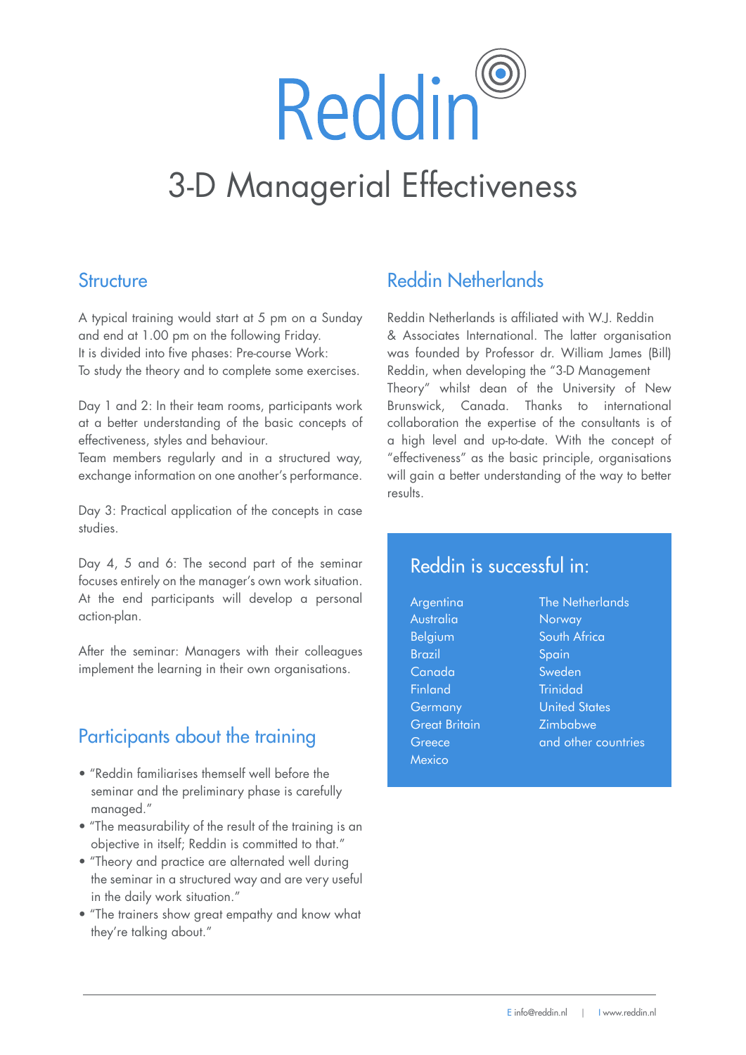# Reddin

## 3-D Managerial Effectiveness

### Structure

A typical training would start at 5 pm on a Sunday and end at 1.00 pm on the following Friday.
It is divided into five phases: Pre-course Work:
To study the theory and to complete some exercises.

Day 1 and 2: In their team rooms, participants work at a better understanding of the basic concepts of effectiveness, styles and behaviour.
Team members regularly and in a structured way, exchange information on one another's performance.

Day 3: Practical application of the concepts in case studies.

Day 4, 5 and 6: The second part of the seminar focuses entirely on the manager's own work situation. At the end participants will develop a personal action-plan.

After the seminar: Managers with their colleagues implement the learning in their own organisations.

### Participants about the training

- "Reddin familiarises themself well before the seminar and the preliminary phase is carefully managed."
- "The measurability of the result of the training is an objective in itself; Reddin is committed to that."
- "Theory and practice are alternated well during the seminar in a structured way and are very useful in the daily work situation."
- "The trainers show great empathy and know what they're talking about."

### Reddin Netherlands

Reddin Netherlands is affiliated with W.J. Reddin & Associates International. The latter organisation was founded by Professor dr. William James (Bill) Reddin, when developing the "3-D Management Theory" whilst dean of the University of New Brunswick, Canada. Thanks to international collaboration the expertise of the consultants is of a high level and up-to-date. With the concept of "effectiveness" as the basic principle, organisations will gain a better understanding of the way to better results.

### Reddin is successful in:

- Argentina
- Australia
- Belgium
- Brazil
- Canada
- Finland
- Germany
- Great Britain
- Greece
- Mexico
- The Netherlands
- Norway
- South Africa
- Spain
- Sweden
- Trinidad
- United States
- Zimbabwe
- and other countries

E info@reddin.nl | I www.reddin.nl